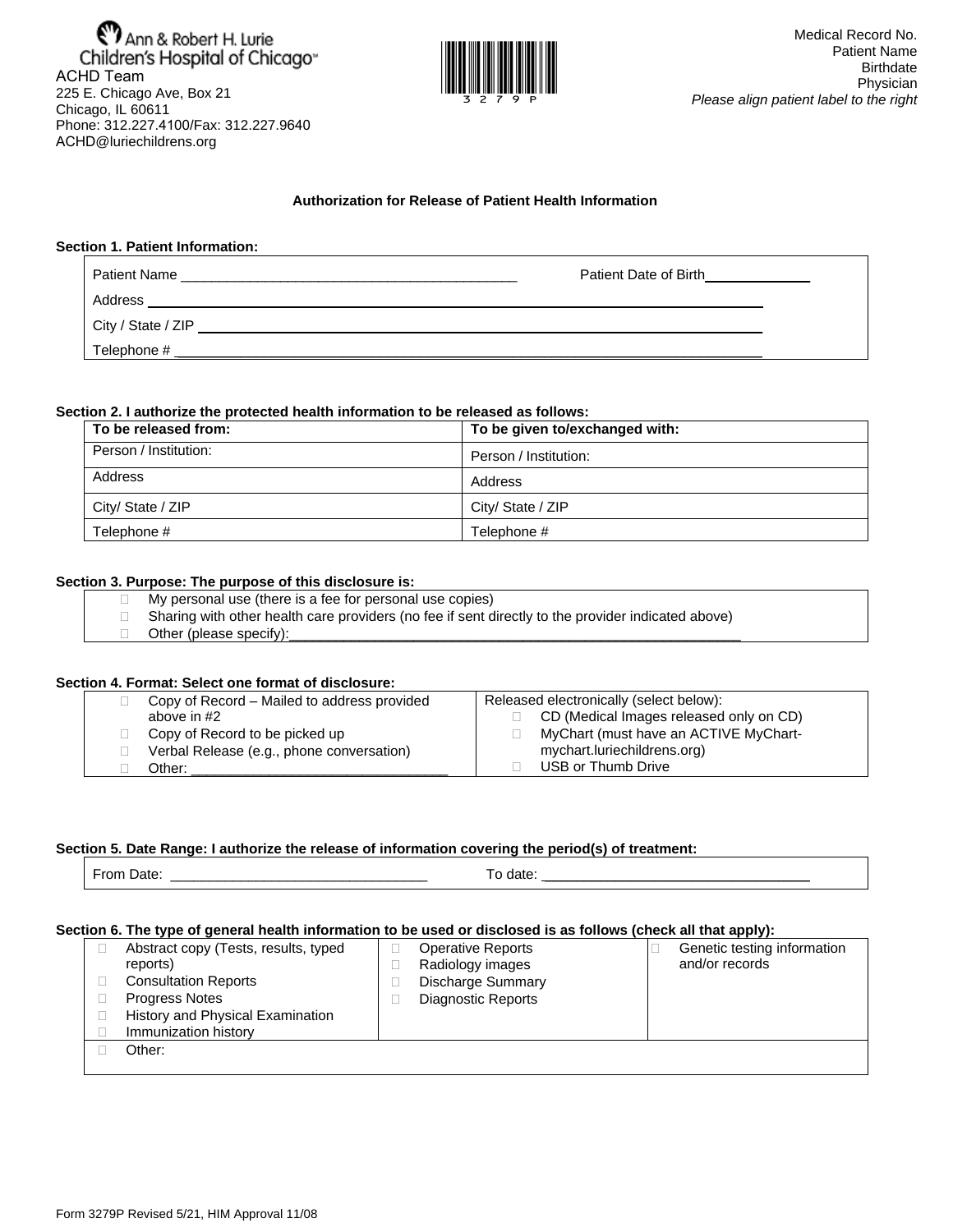Ann & Robert H. Lurie Children's Hospital of Chicago™
ACHD Team
225 E. Chicago Ave, Box 21
Chicago, IL 60611
Phone: 312.227.4100/Fax: 312.227.9640
ACHD@luriechildrens.org

3279P

Medical Record No.
Patient Name
Birthdate
Physician
*Please align patient label to the right*

## Authorization for Release of Patient Health Information

**Section 1. Patient Information:**

Patient Name ___________________________________________ Patient Date of Birth______________

Address ___________________________________________

City / State / ZIP ___________________________________________

Telephone # ___________________________________________

**Section 2. I authorize the protected health information to be released as follows:**

| To be released from: | To be given to/exchanged with: |
|---|---|
| Person / Institution: | Person / Institution: |
| Address | Address |
| City/ State / ZIP | City/ State / ZIP |
| Telephone # | Telephone # |

**Section 3. Purpose: The purpose of this disclosure is:**

- ☐ My personal use (there is a fee for personal use copies)
- ☐ Sharing with other health care providers (no fee if sent directly to the provider indicated above)
- ☐ Other (please specify):___________________________________________________________

**Section 4. Format: Select one format of disclosure:**

- ☐ Copy of Record – Mailed to address provided above in #2
- ☐ Copy of Record to be picked up
- ☐ Verbal Release (e.g., phone conversation)
- ☐ Other: _________________________________

Released electronically (select below):

- ☐ CD (Medical Images released only on CD)
- ☐ MyChart (must have an ACTIVE MyChart- mychart.luriechildrens.org)
- ☐ USB or Thumb Drive

**Section 5. Date Range: I authorize the release of information covering the period(s) of treatment:**

From Date: _________________________________ To date: ___________________________________

**Section 6. The type of general health information to be used or disclosed is as follows (check all that apply):**

- ☐ Abstract copy (Tests, results, typed reports)
- ☐ Consultation Reports
- ☐ Progress Notes
- ☐ History and Physical Examination
- ☐ Immunization history
- ☐ Operative Reports
- ☐ Radiology images
- ☐ Discharge Summary
- ☐ Diagnostic Reports
- ☐ Genetic testing information and/or records
- ☐ Other:

Form 3279P Revised 5/21, HIM Approval 11/08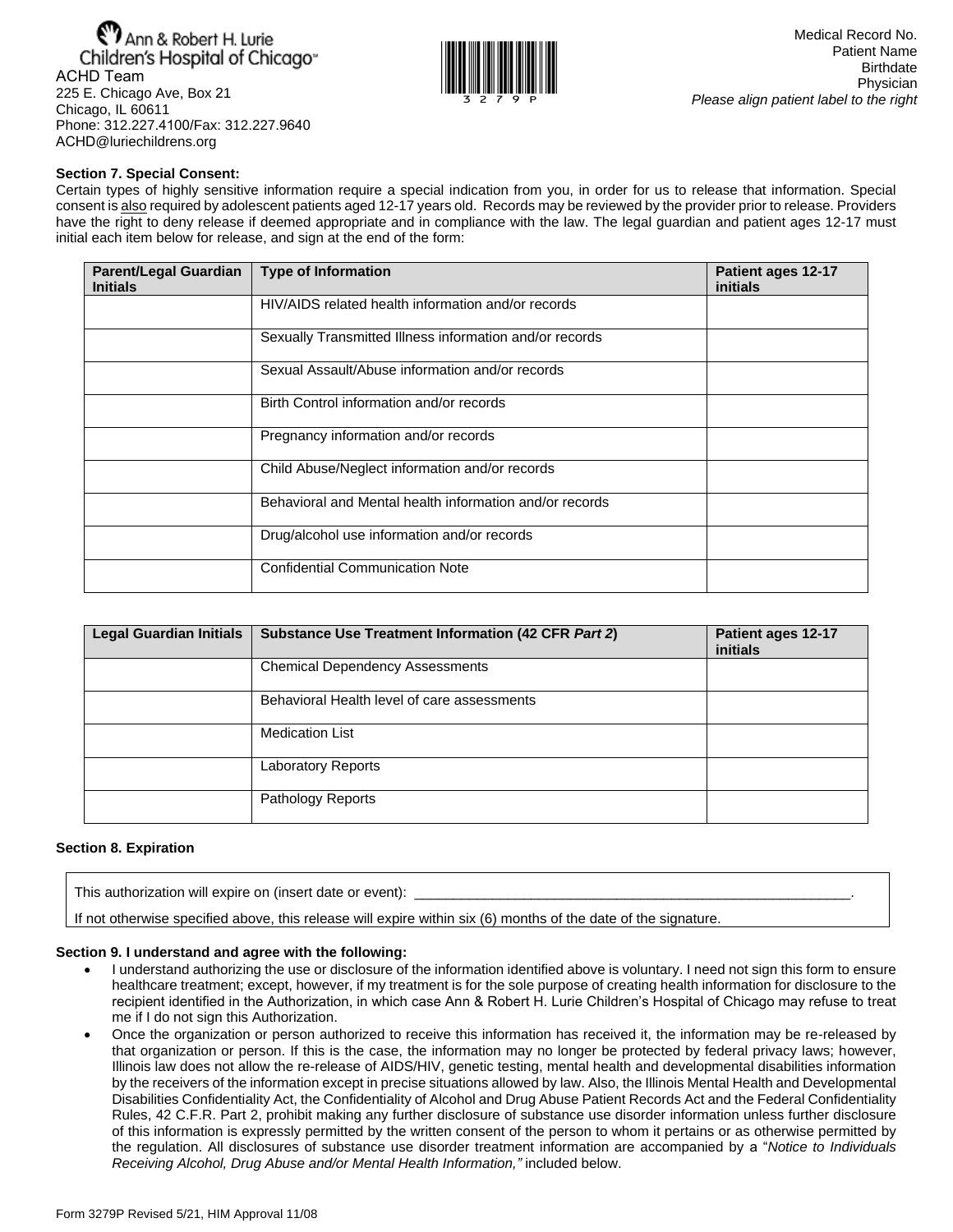Ann & Robert H. Lurie Children's Hospital of Chicago™
ACHD Team
225 E. Chicago Ave, Box 21
Chicago, IL 60611
Phone: 312.227.4100/Fax: 312.227.9640
ACHD@luriechildrens.org

3 2 7 9 P

Medical Record No.
Patient Name
Birthdate
Physician
*Please align patient label to the right*

**Section 7. Special Consent:**

Certain types of highly sensitive information require a special indication from you, in order for us to release that information. Special consent is also required by adolescent patients aged 12-17 years old. Records may be reviewed by the provider prior to release. Providers have the right to deny release if deemed appropriate and in compliance with the law. The legal guardian and patient ages 12-17 must initial each item below for release, and sign at the end of the form:

| Parent/Legal Guardian Initials | Type of Information | Patient ages 12-17 initials |
|---|---|---|
| | HIV/AIDS related health information and/or records | |
| | Sexually Transmitted Illness information and/or records | |
| | Sexual Assault/Abuse information and/or records | |
| | Birth Control information and/or records | |
| | Pregnancy information and/or records | |
| | Child Abuse/Neglect information and/or records | |
| | Behavioral and Mental health information and/or records | |
| | Drug/alcohol use information and/or records | |
| | Confidential Communication Note | |

| Legal Guardian Initials | Substance Use Treatment Information (42 CFR *Part 2*) | Patient ages 12-17 initials |
|---|---|---|
| | Chemical Dependency Assessments | |
| | Behavioral Health level of care assessments | |
| | Medication List | |
| | Laboratory Reports | |
| | Pathology Reports | |

**Section 8. Expiration**

This authorization will expire on (insert date or event): ________________________________________________________.

If not otherwise specified above, this release will expire within six (6) months of the date of the signature.

**Section 9. I understand and agree with the following:**

- I understand authorizing the use or disclosure of the information identified above is voluntary. I need not sign this form to ensure healthcare treatment; except, however, if my treatment is for the sole purpose of creating health information for disclosure to the recipient identified in the Authorization, in which case Ann & Robert H. Lurie Children's Hospital of Chicago may refuse to treat me if I do not sign this Authorization.
- Once the organization or person authorized to receive this information has received it, the information may be re-released by that organization or person. If this is the case, the information may no longer be protected by federal privacy laws; however, Illinois law does not allow the re-release of AIDS/HIV, genetic testing, mental health and developmental disabilities information by the receivers of the information except in precise situations allowed by law. Also, the Illinois Mental Health and Developmental Disabilities Confidentiality Act, the Confidentiality of Alcohol and Drug Abuse Patient Records Act and the Federal Confidentiality Rules, 42 C.F.R. Part 2, prohibit making any further disclosure of substance use disorder information unless further disclosure of this information is expressly permitted by the written consent of the person to whom it pertains or as otherwise permitted by the regulation. All disclosures of substance use disorder treatment information are accompanied by a "*Notice to Individuals Receiving Alcohol, Drug Abuse and/or Mental Health Information,"* included below.

Form 3279P Revised 5/21, HIM Approval 11/08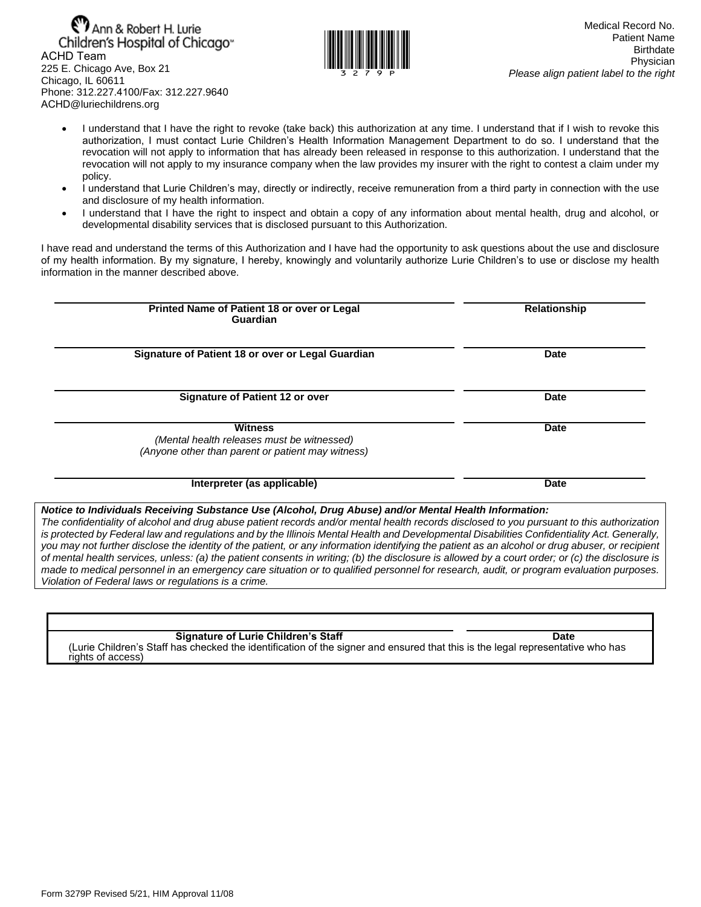Ann & Robert H. Lurie Children's Hospital of Chicago
ACHD Team
225 E. Chicago Ave, Box 21
Chicago, IL 60611
Phone: 312.227.4100/Fax: 312.227.9640
ACHD@luriechildrens.org

3279P

Medical Record No.
Patient Name
Birthdate
Physician
*Please align patient label to the right*

- I understand that I have the right to revoke (take back) this authorization at any time. I understand that if I wish to revoke this authorization, I must contact Lurie Children's Health Information Management Department to do so. I understand that the revocation will not apply to information that has already been released in response to this authorization. I understand that the revocation will not apply to my insurance company when the law provides my insurer with the right to contest a claim under my policy.
- I understand that Lurie Children's may, directly or indirectly, receive remuneration from a third party in connection with the use and disclosure of my health information.
- I understand that I have the right to inspect and obtain a copy of any information about mental health, drug and alcohol, or developmental disability services that is disclosed pursuant to this Authorization.

I have read and understand the terms of this Authorization and I have had the opportunity to ask questions about the use and disclosure of my health information. By my signature, I hereby, knowingly and voluntarily authorize Lurie Children's to use or disclose my health information in the manner described above.

| | |
|---|---|
| **Printed Name of Patient 18 or over or Legal Guardian** | **Relationship** |
| **Signature of Patient 18 or over or Legal Guardian** | **Date** |
| **Signature of Patient 12 or over** | **Date** |
| **Witness** *(Mental health releases must be witnessed) (Anyone other than parent or patient may witness)* | **Date** |
| **Interpreter (as applicable)** | **Date** |

***Notice to Individuals Receiving Substance Use (Alcohol, Drug Abuse) and/or Mental Health Information:***
*The confidentiality of alcohol and drug abuse patient records and/or mental health records disclosed to you pursuant to this authorization is protected by Federal law and regulations and by the Illinois Mental Health and Developmental Disabilities Confidentiality Act. Generally, you may not further disclose the identity of the patient, or any information identifying the patient as an alcohol or drug abuser, or recipient of mental health services, unless: (a) the patient consents in writing; (b) the disclosure is allowed by a court order; or (c) the disclosure is made to medical personnel in an emergency care situation or to qualified personnel for research, audit, or program evaluation purposes. Violation of Federal laws or regulations is a crime.*

| | |
|---|---|
| **Signature of Lurie Children's Staff** | **Date** |

(Lurie Children's Staff has checked the identification of the signer and ensured that this is the legal representative who has rights of access)

Form 3279P Revised 5/21, HIM Approval 11/08